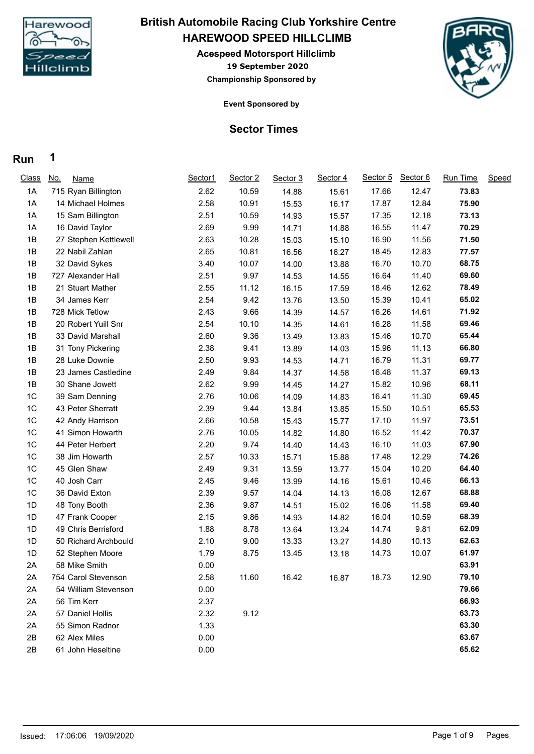# British Automobile Racing Club Yorkshire Centre

## HAREWOOD SPEED HILLCLIMB

### Acespeed Motorsport Hillclimb

**19 September 2020**

**Championship Sponsored by**

**Event Sponsored by**

## Sector Times

**Run 1**

| Class | No. | Name | Sector1 | Sector 2 | Sector 3 | Sector 4 | Sector 5 | Sector 6 | Run Time | Speed |
|---|---|---|---|---|---|---|---|---|---|---|
| 1A | 715 | Ryan Billington | 2.62 | 10.59 | 14.88 | 15.61 | 17.66 | 12.47 | **73.83** | |
| 1A | 14 | Michael Holmes | 2.58 | 10.91 | 15.53 | 16.17 | 17.87 | 12.84 | **75.90** | |
| 1A | 15 | Sam Billington | 2.51 | 10.59 | 14.93 | 15.57 | 17.35 | 12.18 | **73.13** | |
| 1A | 16 | David Taylor | 2.69 | 9.99 | 14.71 | 14.88 | 16.55 | 11.47 | **70.29** | |
| 1B | 27 | Stephen Kettlewell | 2.63 | 10.28 | 15.03 | 15.10 | 16.90 | 11.56 | **71.50** | |
| 1B | 22 | Nabil Zahlan | 2.65 | 10.81 | 16.56 | 16.27 | 18.45 | 12.83 | **77.57** | |
| 1B | 32 | David Sykes | 3.40 | 10.07 | 14.00 | 13.88 | 16.70 | 10.70 | **68.75** | |
| 1B | 727 | Alexander Hall | 2.51 | 9.97 | 14.53 | 14.55 | 16.64 | 11.40 | **69.60** | |
| 1B | 21 | Stuart Mather | 2.55 | 11.12 | 16.15 | 17.59 | 18.46 | 12.62 | **78.49** | |
| 1B | 34 | James Kerr | 2.54 | 9.42 | 13.76 | 13.50 | 15.39 | 10.41 | **65.02** | |
| 1B | 728 | Mick Tetlow | 2.43 | 9.66 | 14.39 | 14.57 | 16.26 | 14.61 | **71.92** | |
| 1B | 20 | Robert Yuill Snr | 2.54 | 10.10 | 14.35 | 14.61 | 16.28 | 11.58 | **69.46** | |
| 1B | 33 | David Marshall | 2.60 | 9.36 | 13.49 | 13.83 | 15.46 | 10.70 | **65.44** | |
| 1B | 31 | Tony Pickering | 2.38 | 9.41 | 13.89 | 14.03 | 15.96 | 11.13 | **66.80** | |
| 1B | 28 | Luke Downie | 2.50 | 9.93 | 14.53 | 14.71 | 16.79 | 11.31 | **69.77** | |
| 1B | 23 | James Castledine | 2.49 | 9.84 | 14.37 | 14.58 | 16.48 | 11.37 | **69.13** | |
| 1B | 30 | Shane Jowett | 2.62 | 9.99 | 14.45 | 14.27 | 15.82 | 10.96 | **68.11** | |
| 1C | 39 | Sam Denning | 2.76 | 10.06 | 14.09 | 14.83 | 16.41 | 11.30 | **69.45** | |
| 1C | 43 | Peter Sherratt | 2.39 | 9.44 | 13.84 | 13.85 | 15.50 | 10.51 | **65.53** | |
| 1C | 42 | Andy Harrison | 2.66 | 10.58 | 15.43 | 15.77 | 17.10 | 11.97 | **73.51** | |
| 1C | 41 | Simon Howarth | 2.76 | 10.05 | 14.82 | 14.80 | 16.52 | 11.42 | **70.37** | |
| 1C | 44 | Peter Herbert | 2.20 | 9.74 | 14.40 | 14.43 | 16.10 | 11.03 | **67.90** | |
| 1C | 38 | Jim Howarth | 2.57 | 10.33 | 15.71 | 15.88 | 17.48 | 12.29 | **74.26** | |
| 1C | 45 | Glen Shaw | 2.49 | 9.31 | 13.59 | 13.77 | 15.04 | 10.20 | **64.40** | |
| 1C | 40 | Josh Carr | 2.45 | 9.46 | 13.99 | 14.16 | 15.61 | 10.46 | **66.13** | |
| 1C | 36 | David Exton | 2.39 | 9.57 | 14.04 | 14.13 | 16.08 | 12.67 | **68.88** | |
| 1D | 48 | Tony Booth | 2.36 | 9.87 | 14.51 | 15.02 | 16.06 | 11.58 | **69.40** | |
| 1D | 47 | Frank Cooper | 2.15 | 9.86 | 14.93 | 14.82 | 16.04 | 10.59 | **68.39** | |
| 1D | 49 | Chris Berrisford | 1.88 | 8.78 | 13.64 | 13.24 | 14.74 | 9.81 | **62.09** | |
| 1D | 50 | Richard Archbould | 2.10 | 9.00 | 13.33 | 13.27 | 14.80 | 10.13 | **62.63** | |
| 1D | 52 | Stephen Moore | 1.79 | 8.75 | 13.45 | 13.18 | 14.73 | 10.07 | **61.97** | |
| 2A | 58 | Mike Smith | 0.00 | | | | | | **63.91** | |
| 2A | 754 | Carol Stevenson | 2.58 | 11.60 | 16.42 | 16.87 | 18.73 | 12.90 | **79.10** | |
| 2A | 54 | William Stevenson | 0.00 | | | | | | **79.66** | |
| 2A | 56 | Tim Kerr | 2.37 | | | | | | **66.93** | |
| 2A | 57 | Daniel Hollis | 2.32 | 9.12 | | | | | **63.73** | |
| 2A | 55 | Simon Radnor | 1.33 | | | | | | **63.30** | |
| 2B | 62 | Alex Miles | 0.00 | | | | | | **63.67** | |
| 2B | 61 | John Heseltine | 0.00 | | | | | | **65.62** | |

Issued: 17:06:06 19/09/2020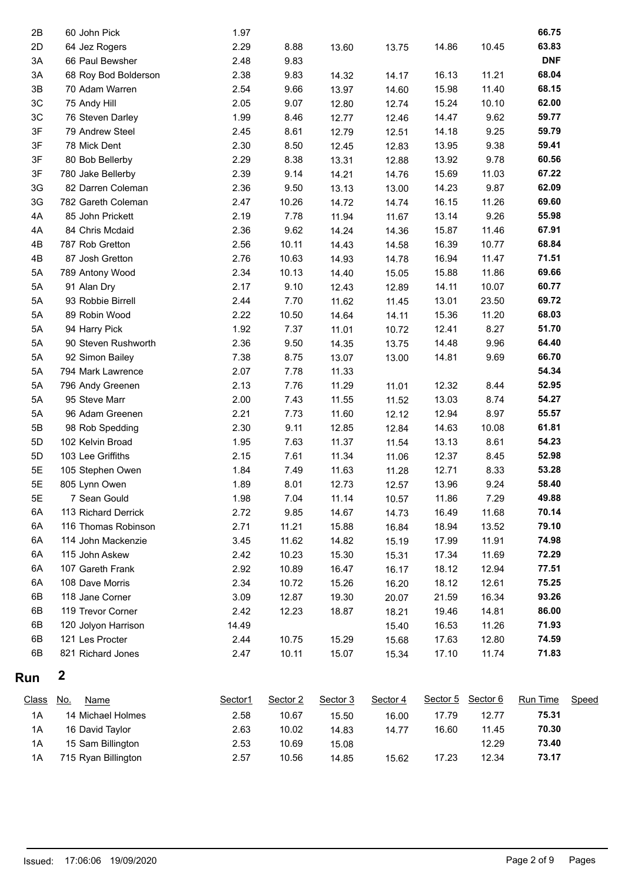| Class | No. | Name | Sector1 | Sector 2 | Sector 3 | Sector 4 | Sector 5 | Sector 6 | Run Time | Speed |
|---|---|---|---|---|---|---|---|---|---|---|
| 2B | 60 | John Pick | 1.97 | | | | | | **66.75** | |
| 2D | 64 | Jez Rogers | 2.29 | 8.88 | 13.60 | 13.75 | 14.86 | 10.45 | **63.83** | |
| 3A | 66 | Paul Bewsher | 2.48 | 9.83 | | | | | **DNF** | |
| 3A | 68 | Roy Bod Bolderson | 2.38 | 9.83 | 14.32 | 14.17 | 16.13 | 11.21 | **68.04** | |
| 3B | 70 | Adam Warren | 2.54 | 9.66 | 13.97 | 14.60 | 15.98 | 11.40 | **68.15** | |
| 3C | 75 | Andy Hill | 2.05 | 9.07 | 12.80 | 12.74 | 15.24 | 10.10 | **62.00** | |
| 3C | 76 | Steven Darley | 1.99 | 8.46 | 12.77 | 12.46 | 14.47 | 9.62 | **59.77** | |
| 3F | 79 | Andrew Steel | 2.45 | 8.61 | 12.79 | 12.51 | 14.18 | 9.25 | **59.79** | |
| 3F | 78 | Mick Dent | 2.30 | 8.50 | 12.45 | 12.83 | 13.95 | 9.38 | **59.41** | |
| 3F | 80 | Bob Bellerby | 2.29 | 8.38 | 13.31 | 12.88 | 13.92 | 9.78 | **60.56** | |
| 3F | 780 | Jake Bellerby | 2.39 | 9.14 | 14.21 | 14.76 | 15.69 | 11.03 | **67.22** | |
| 3G | 82 | Darren Coleman | 2.36 | 9.50 | 13.13 | 13.00 | 14.23 | 9.87 | **62.09** | |
| 3G | 782 | Gareth Coleman | 2.47 | 10.26 | 14.72 | 14.74 | 16.15 | 11.26 | **69.60** | |
| 4A | 85 | John Prickett | 2.19 | 7.78 | 11.94 | 11.67 | 13.14 | 9.26 | **55.98** | |
| 4A | 84 | Chris Mcdaid | 2.36 | 9.62 | 14.24 | 14.36 | 15.87 | 11.46 | **67.91** | |
| 4B | 787 | Rob Gretton | 2.56 | 10.11 | 14.43 | 14.58 | 16.39 | 10.77 | **68.84** | |
| 4B | 87 | Josh Gretton | 2.76 | 10.63 | 14.93 | 14.78 | 16.94 | 11.47 | **71.51** | |
| 5A | 789 | Antony Wood | 2.34 | 10.13 | 14.40 | 15.05 | 15.88 | 11.86 | **69.66** | |
| 5A | 91 | Alan Dry | 2.17 | 9.10 | 12.43 | 12.89 | 14.11 | 10.07 | **60.77** | |
| 5A | 93 | Robbie Birrell | 2.44 | 7.70 | 11.62 | 11.45 | 13.01 | 23.50 | **69.72** | |
| 5A | 89 | Robin Wood | 2.22 | 10.50 | 14.64 | 14.11 | 15.36 | 11.20 | **68.03** | |
| 5A | 94 | Harry Pick | 1.92 | 7.37 | 11.01 | 10.72 | 12.41 | 8.27 | **51.70** | |
| 5A | 90 | Steven Rushworth | 2.36 | 9.50 | 14.35 | 13.75 | 14.48 | 9.96 | **64.40** | |
| 5A | 92 | Simon Bailey | 7.38 | 8.75 | 13.07 | 13.00 | 14.81 | 9.69 | **66.70** | |
| 5A | 794 | Mark Lawrence | 2.07 | 7.78 | 11.33 | | | | **54.34** | |
| 5A | 796 | Andy Greenen | 2.13 | 7.76 | 11.29 | 11.01 | 12.32 | 8.44 | **52.95** | |
| 5A | 95 | Steve Marr | 2.00 | 7.43 | 11.55 | 11.52 | 13.03 | 8.74 | **54.27** | |
| 5A | 96 | Adam Greenen | 2.21 | 7.73 | 11.60 | 12.12 | 12.94 | 8.97 | **55.57** | |
| 5B | 98 | Rob Spedding | 2.30 | 9.11 | 12.85 | 12.84 | 14.63 | 10.08 | **61.81** | |
| 5D | 102 | Kelvin Broad | 1.95 | 7.63 | 11.37 | 11.54 | 13.13 | 8.61 | **54.23** | |
| 5D | 103 | Lee Griffiths | 2.15 | 7.61 | 11.34 | 11.06 | 12.37 | 8.45 | **52.98** | |
| 5E | 105 | Stephen Owen | 1.84 | 7.49 | 11.63 | 11.28 | 12.71 | 8.33 | **53.28** | |
| 5E | 805 | Lynn Owen | 1.89 | 8.01 | 12.73 | 12.57 | 13.96 | 9.24 | **58.40** | |
| 5E | 7 | Sean Gould | 1.98 | 7.04 | 11.14 | 10.57 | 11.86 | 7.29 | **49.88** | |
| 6A | 113 | Richard Derrick | 2.72 | 9.85 | 14.67 | 14.73 | 16.49 | 11.68 | **70.14** | |
| 6A | 116 | Thomas Robinson | 2.71 | 11.21 | 15.88 | 16.84 | 18.94 | 13.52 | **79.10** | |
| 6A | 114 | John Mackenzie | 3.45 | 11.62 | 14.82 | 15.19 | 17.99 | 11.91 | **74.98** | |
| 6A | 115 | John Askew | 2.42 | 10.23 | 15.30 | 15.31 | 17.34 | 11.69 | **72.29** | |
| 6A | 107 | Gareth Frank | 2.92 | 10.89 | 16.47 | 16.17 | 18.12 | 12.94 | **77.51** | |
| 6A | 108 | Dave Morris | 2.34 | 10.72 | 15.26 | 16.20 | 18.12 | 12.61 | **75.25** | |
| 6B | 118 | Jane Corner | 3.09 | 12.87 | 19.30 | 20.07 | 21.59 | 16.34 | **93.26** | |
| 6B | 119 | Trevor Corner | 2.42 | 12.23 | 18.87 | 18.21 | 19.46 | 14.81 | **86.00** | |
| 6B | 120 | Jolyon Harrison | 14.49 | | | 15.40 | 16.53 | 11.26 | **71.93** | |
| 6B | 121 | Les Procter | 2.44 | 10.75 | 15.29 | 15.68 | 17.63 | 12.80 | **74.59** | |
| 6B | 821 | Richard Jones | 2.47 | 10.11 | 15.07 | 15.34 | 17.10 | 11.74 | **71.83** | |

## Run 2

| Class | No. | Name | Sector1 | Sector 2 | Sector 3 | Sector 4 | Sector 5 | Sector 6 | Run Time | Speed |
|---|---|---|---|---|---|---|---|---|---|---|
| 1A | 14 | Michael Holmes | 2.58 | 10.67 | 15.50 | 16.00 | 17.79 | 12.77 | **75.31** | |
| 1A | 16 | David Taylor | 2.63 | 10.02 | 14.83 | 14.77 | 16.60 | 11.45 | **70.30** | |
| 1A | 15 | Sam Billington | 2.53 | 10.69 | 15.08 | | | 12.29 | **73.40** | |
| 1A | 715 | Ryan Billington | 2.57 | 10.56 | 14.85 | 15.62 | 17.23 | 12.34 | **73.17** | |

Issued: 17:06:06 19/09/2020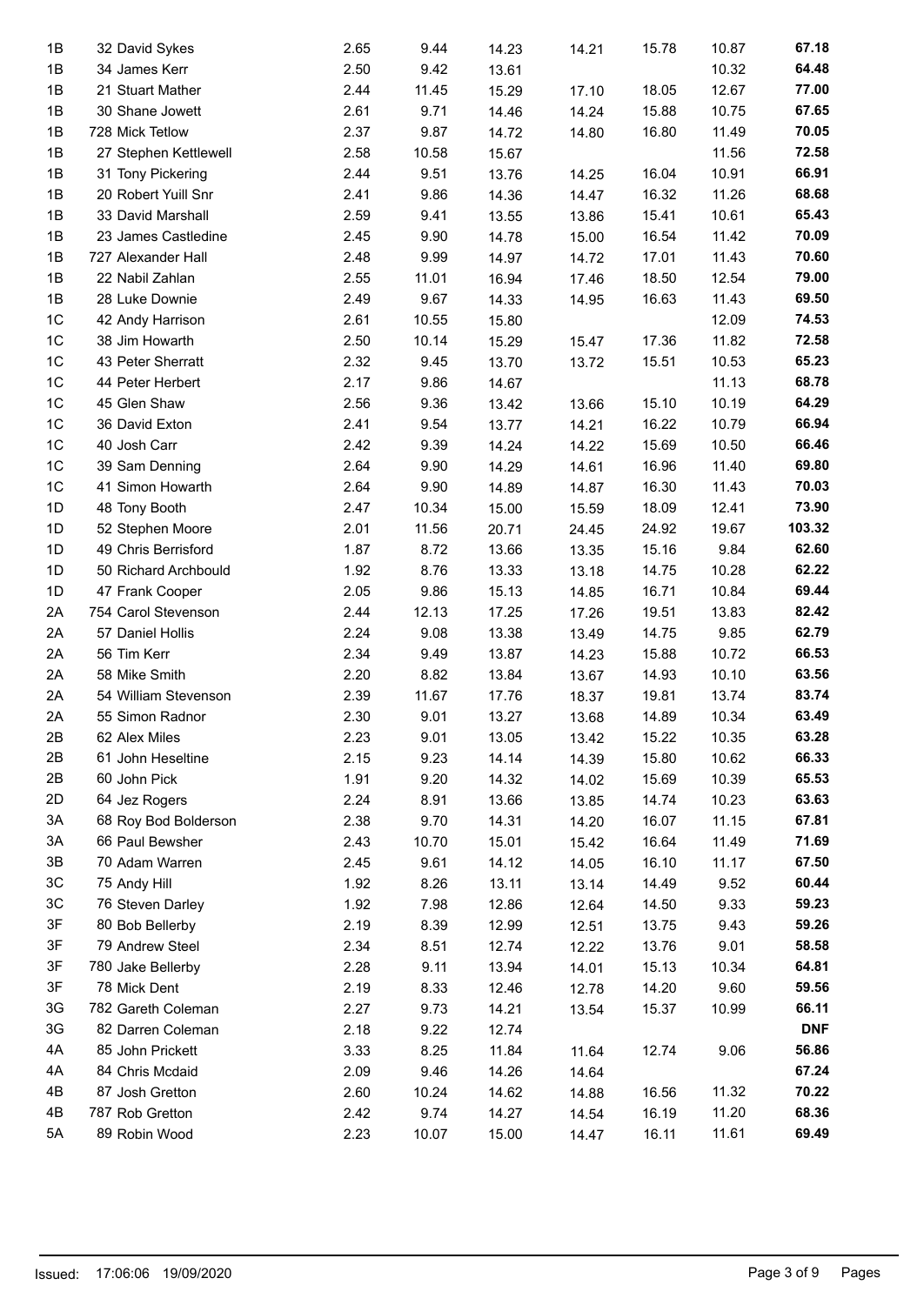| | | | | | | | | | |
|---|---|---|---|---|---|---|---|---|---|
| 1B | 32 | David Sykes | 2.65 | 9.44 | 14.23 | 14.21 | 15.78 | 10.87 | **67.18** |
| 1B | 34 | James Kerr | 2.50 | 9.42 | 13.61 | | | 10.32 | **64.48** |
| 1B | 21 | Stuart Mather | 2.44 | 11.45 | 15.29 | 17.10 | 18.05 | 12.67 | **77.00** |
| 1B | 30 | Shane Jowett | 2.61 | 9.71 | 14.46 | 14.24 | 15.88 | 10.75 | **67.65** |
| 1B | 728 | Mick Tetlow | 2.37 | 9.87 | 14.72 | 14.80 | 16.80 | 11.49 | **70.05** |
| 1B | 27 | Stephen Kettlewell | 2.58 | 10.58 | 15.67 | | | 11.56 | **72.58** |
| 1B | 31 | Tony Pickering | 2.44 | 9.51 | 13.76 | 14.25 | 16.04 | 10.91 | **66.91** |
| 1B | 20 | Robert Yuill Snr | 2.41 | 9.86 | 14.36 | 14.47 | 16.32 | 11.26 | **68.68** |
| 1B | 33 | David Marshall | 2.59 | 9.41 | 13.55 | 13.86 | 15.41 | 10.61 | **65.43** |
| 1B | 23 | James Castledine | 2.45 | 9.90 | 14.78 | 15.00 | 16.54 | 11.42 | **70.09** |
| 1B | 727 | Alexander Hall | 2.48 | 9.99 | 14.97 | 14.72 | 17.01 | 11.43 | **70.60** |
| 1B | 22 | Nabil Zahlan | 2.55 | 11.01 | 16.94 | 17.46 | 18.50 | 12.54 | **79.00** |
| 1B | 28 | Luke Downie | 2.49 | 9.67 | 14.33 | 14.95 | 16.63 | 11.43 | **69.50** |
| 1C | 42 | Andy Harrison | 2.61 | 10.55 | 15.80 | | | 12.09 | **74.53** |
| 1C | 38 | Jim Howarth | 2.50 | 10.14 | 15.29 | 15.47 | 17.36 | 11.82 | **72.58** |
| 1C | 43 | Peter Sherratt | 2.32 | 9.45 | 13.70 | 13.72 | 15.51 | 10.53 | **65.23** |
| 1C | 44 | Peter Herbert | 2.17 | 9.86 | 14.67 | | | 11.13 | **68.78** |
| 1C | 45 | Glen Shaw | 2.56 | 9.36 | 13.42 | 13.66 | 15.10 | 10.19 | **64.29** |
| 1C | 36 | David Exton | 2.41 | 9.54 | 13.77 | 14.21 | 16.22 | 10.79 | **66.94** |
| 1C | 40 | Josh Carr | 2.42 | 9.39 | 14.24 | 14.22 | 15.69 | 10.50 | **66.46** |
| 1C | 39 | Sam Denning | 2.64 | 9.90 | 14.29 | 14.61 | 16.96 | 11.40 | **69.80** |
| 1C | 41 | Simon Howarth | 2.64 | 9.90 | 14.89 | 14.87 | 16.30 | 11.43 | **70.03** |
| 1D | 48 | Tony Booth | 2.47 | 10.34 | 15.00 | 15.59 | 18.09 | 12.41 | **73.90** |
| 1D | 52 | Stephen Moore | 2.01 | 11.56 | 20.71 | 24.45 | 24.92 | 19.67 | **103.32** |
| 1D | 49 | Chris Berrisford | 1.87 | 8.72 | 13.66 | 13.35 | 15.16 | 9.84 | **62.60** |
| 1D | 50 | Richard Archbould | 1.92 | 8.76 | 13.33 | 13.18 | 14.75 | 10.28 | **62.22** |
| 1D | 47 | Frank Cooper | 2.05 | 9.86 | 15.13 | 14.85 | 16.71 | 10.84 | **69.44** |
| 2A | 754 | Carol Stevenson | 2.44 | 12.13 | 17.25 | 17.26 | 19.51 | 13.83 | **82.42** |
| 2A | 57 | Daniel Hollis | 2.24 | 9.08 | 13.38 | 13.49 | 14.75 | 9.85 | **62.79** |
| 2A | 56 | Tim Kerr | 2.34 | 9.49 | 13.87 | 14.23 | 15.88 | 10.72 | **66.53** |
| 2A | 58 | Mike Smith | 2.20 | 8.82 | 13.84 | 13.67 | 14.93 | 10.10 | **63.56** |
| 2A | 54 | William Stevenson | 2.39 | 11.67 | 17.76 | 18.37 | 19.81 | 13.74 | **83.74** |
| 2A | 55 | Simon Radnor | 2.30 | 9.01 | 13.27 | 13.68 | 14.89 | 10.34 | **63.49** |
| 2B | 62 | Alex Miles | 2.23 | 9.01 | 13.05 | 13.42 | 15.22 | 10.35 | **63.28** |
| 2B | 61 | John Heseltine | 2.15 | 9.23 | 14.14 | 14.39 | 15.80 | 10.62 | **66.33** |
| 2B | 60 | John Pick | 1.91 | 9.20 | 14.32 | 14.02 | 15.69 | 10.39 | **65.53** |
| 2D | 64 | Jez Rogers | 2.24 | 8.91 | 13.66 | 13.85 | 14.74 | 10.23 | **63.63** |
| 3A | 68 | Roy Bod Bolderson | 2.38 | 9.70 | 14.31 | 14.20 | 16.07 | 11.15 | **67.81** |
| 3A | 66 | Paul Bewsher | 2.43 | 10.70 | 15.01 | 15.42 | 16.64 | 11.49 | **71.69** |
| 3B | 70 | Adam Warren | 2.45 | 9.61 | 14.12 | 14.05 | 16.10 | 11.17 | **67.50** |
| 3C | 75 | Andy Hill | 1.92 | 8.26 | 13.11 | 13.14 | 14.49 | 9.52 | **60.44** |
| 3C | 76 | Steven Darley | 1.92 | 7.98 | 12.86 | 12.64 | 14.50 | 9.33 | **59.23** |
| 3F | 80 | Bob Bellerby | 2.19 | 8.39 | 12.99 | 12.51 | 13.75 | 9.43 | **59.26** |
| 3F | 79 | Andrew Steel | 2.34 | 8.51 | 12.74 | 12.22 | 13.76 | 9.01 | **58.58** |
| 3F | 780 | Jake Bellerby | 2.28 | 9.11 | 13.94 | 14.01 | 15.13 | 10.34 | **64.81** |
| 3F | 78 | Mick Dent | 2.19 | 8.33 | 12.46 | 12.78 | 14.20 | 9.60 | **59.56** |
| 3G | 782 | Gareth Coleman | 2.27 | 9.73 | 14.21 | 13.54 | 15.37 | 10.99 | **66.11** |
| 3G | 82 | Darren Coleman | 2.18 | 9.22 | 12.74 | | | | **DNF** |
| 4A | 85 | John Prickett | 3.33 | 8.25 | 11.84 | 11.64 | 12.74 | 9.06 | **56.86** |
| 4A | 84 | Chris Mcdaid | 2.09 | 9.46 | 14.26 | 14.64 | | | **67.24** |
| 4B | 87 | Josh Gretton | 2.60 | 10.24 | 14.62 | 14.88 | 16.56 | 11.32 | **70.22** |
| 4B | 787 | Rob Gretton | 2.42 | 9.74 | 14.27 | 14.54 | 16.19 | 11.20 | **68.36** |
| 5A | 89 | Robin Wood | 2.23 | 10.07 | 15.00 | 14.47 | 16.11 | 11.61 | **69.49** |

Issued: 17:06:06 19/09/2020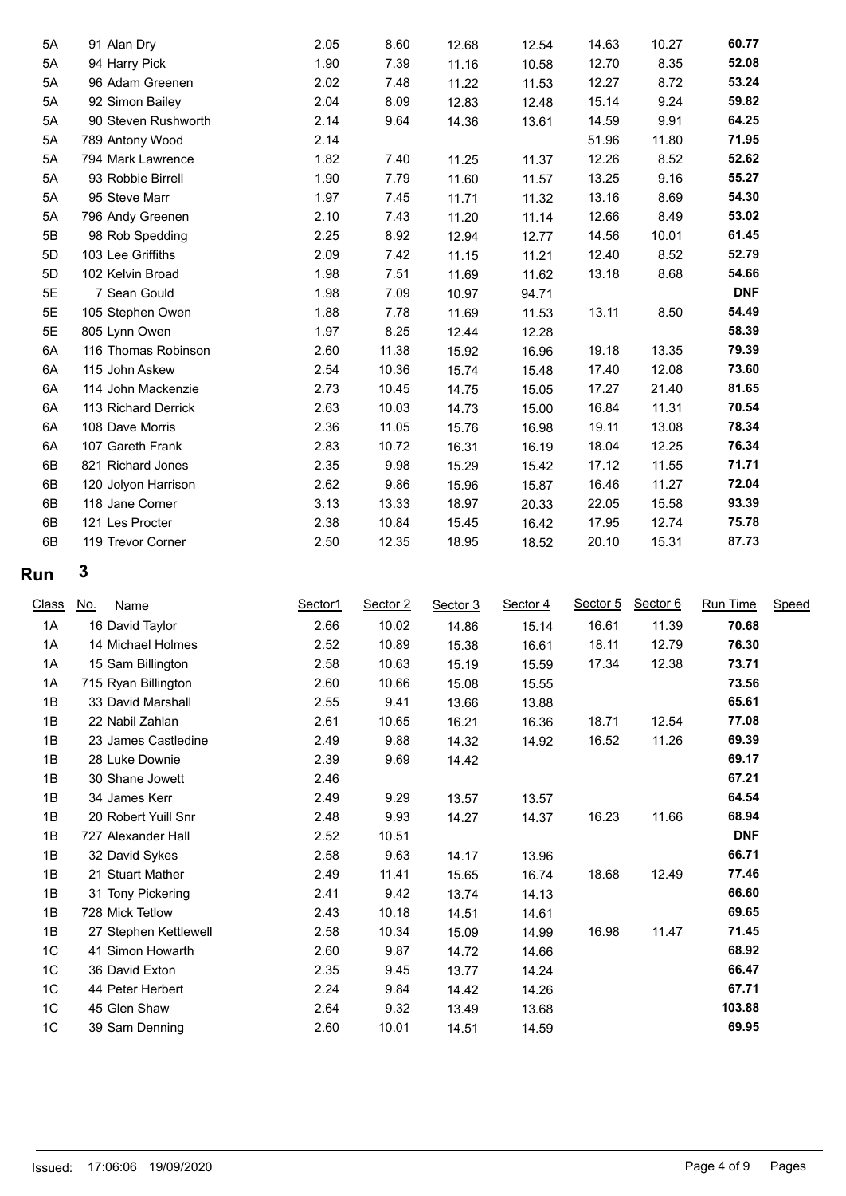| Class | No. | Name | Sector1 | Sector 2 | Sector 3 | Sector 4 | Sector 5 | Sector 6 | Run Time | Speed |
|---|---|---|---|---|---|---|---|---|---|---|
| 5A | 91 | Alan Dry | 2.05 | 8.60 | 12.68 | 12.54 | 14.63 | 10.27 | **60.77** | |
| 5A | 94 | Harry Pick | 1.90 | 7.39 | 11.16 | 10.58 | 12.70 | 8.35 | **52.08** | |
| 5A | 96 | Adam Greenen | 2.02 | 7.48 | 11.22 | 11.53 | 12.27 | 8.72 | **53.24** | |
| 5A | 92 | Simon Bailey | 2.04 | 8.09 | 12.83 | 12.48 | 15.14 | 9.24 | **59.82** | |
| 5A | 90 | Steven Rushworth | 2.14 | 9.64 | 14.36 | 13.61 | 14.59 | 9.91 | **64.25** | |
| 5A | 789 | Antony Wood | 2.14 | | | | 51.96 | 11.80 | **71.95** | |
| 5A | 794 | Mark Lawrence | 1.82 | 7.40 | 11.25 | 11.37 | 12.26 | 8.52 | **52.62** | |
| 5A | 93 | Robbie Birrell | 1.90 | 7.79 | 11.60 | 11.57 | 13.25 | 9.16 | **55.27** | |
| 5A | 95 | Steve Marr | 1.97 | 7.45 | 11.71 | 11.32 | 13.16 | 8.69 | **54.30** | |
| 5A | 796 | Andy Greenen | 2.10 | 7.43 | 11.20 | 11.14 | 12.66 | 8.49 | **53.02** | |
| 5B | 98 | Rob Spedding | 2.25 | 8.92 | 12.94 | 12.77 | 14.56 | 10.01 | **61.45** | |
| 5D | 103 | Lee Griffiths | 2.09 | 7.42 | 11.15 | 11.21 | 12.40 | 8.52 | **52.79** | |
| 5D | 102 | Kelvin Broad | 1.98 | 7.51 | 11.69 | 11.62 | 13.18 | 8.68 | **54.66** | |
| 5E | 7 | Sean Gould | 1.98 | 7.09 | 10.97 | 94.71 | | | **DNF** | |
| 5E | 105 | Stephen Owen | 1.88 | 7.78 | 11.69 | 11.53 | 13.11 | 8.50 | **54.49** | |
| 5E | 805 | Lynn Owen | 1.97 | 8.25 | 12.44 | 12.28 | | | **58.39** | |
| 6A | 116 | Thomas Robinson | 2.60 | 11.38 | 15.92 | 16.96 | 19.18 | 13.35 | **79.39** | |
| 6A | 115 | John Askew | 2.54 | 10.36 | 15.74 | 15.48 | 17.40 | 12.08 | **73.60** | |
| 6A | 114 | John Mackenzie | 2.73 | 10.45 | 14.75 | 15.05 | 17.27 | 21.40 | **81.65** | |
| 6A | 113 | Richard Derrick | 2.63 | 10.03 | 14.73 | 15.00 | 16.84 | 11.31 | **70.54** | |
| 6A | 108 | Dave Morris | 2.36 | 11.05 | 15.76 | 16.98 | 19.11 | 13.08 | **78.34** | |
| 6A | 107 | Gareth Frank | 2.83 | 10.72 | 16.31 | 16.19 | 18.04 | 12.25 | **76.34** | |
| 6B | 821 | Richard Jones | 2.35 | 9.98 | 15.29 | 15.42 | 17.12 | 11.55 | **71.71** | |
| 6B | 120 | Jolyon Harrison | 2.62 | 9.86 | 15.96 | 15.87 | 16.46 | 11.27 | **72.04** | |
| 6B | 118 | Jane Corner | 3.13 | 13.33 | 18.97 | 20.33 | 22.05 | 15.58 | **93.39** | |
| 6B | 121 | Les Procter | 2.38 | 10.84 | 15.45 | 16.42 | 17.95 | 12.74 | **75.78** | |
| 6B | 119 | Trevor Corner | 2.50 | 12.35 | 18.95 | 18.52 | 20.10 | 15.31 | **87.73** | |

## Run 3

| Class | No. | Name | Sector1 | Sector 2 | Sector 3 | Sector 4 | Sector 5 | Sector 6 | Run Time | Speed |
|---|---|---|---|---|---|---|---|---|---|---|
| 1A | 16 | David Taylor | 2.66 | 10.02 | 14.86 | 15.14 | 16.61 | 11.39 | **70.68** | |
| 1A | 14 | Michael Holmes | 2.52 | 10.89 | 15.38 | 16.61 | 18.11 | 12.79 | **76.30** | |
| 1A | 15 | Sam Billington | 2.58 | 10.63 | 15.19 | 15.59 | 17.34 | 12.38 | **73.71** | |
| 1A | 715 | Ryan Billington | 2.60 | 10.66 | 15.08 | 15.55 | | | **73.56** | |
| 1B | 33 | David Marshall | 2.55 | 9.41 | 13.66 | 13.88 | | | **65.61** | |
| 1B | 22 | Nabil Zahlan | 2.61 | 10.65 | 16.21 | 16.36 | 18.71 | 12.54 | **77.08** | |
| 1B | 23 | James Castledine | 2.49 | 9.88 | 14.32 | 14.92 | 16.52 | 11.26 | **69.39** | |
| 1B | 28 | Luke Downie | 2.39 | 9.69 | 14.42 | | | | **69.17** | |
| 1B | 30 | Shane Jowett | 2.46 | | | | | | **67.21** | |
| 1B | 34 | James Kerr | 2.49 | 9.29 | 13.57 | 13.57 | | | **64.54** | |
| 1B | 20 | Robert Yuill Snr | 2.48 | 9.93 | 14.27 | 14.37 | 16.23 | 11.66 | **68.94** | |
| 1B | 727 | Alexander Hall | 2.52 | 10.51 | | | | | **DNF** | |
| 1B | 32 | David Sykes | 2.58 | 9.63 | 14.17 | 13.96 | | | **66.71** | |
| 1B | 21 | Stuart Mather | 2.49 | 11.41 | 15.65 | 16.74 | 18.68 | 12.49 | **77.46** | |
| 1B | 31 | Tony Pickering | 2.41 | 9.42 | 13.74 | 14.13 | | | **66.60** | |
| 1B | 728 | Mick Tetlow | 2.43 | 10.18 | 14.51 | 14.61 | | | **69.65** | |
| 1B | 27 | Stephen Kettlewell | 2.58 | 10.34 | 15.09 | 14.99 | 16.98 | 11.47 | **71.45** | |
| 1C | 41 | Simon Howarth | 2.60 | 9.87 | 14.72 | 14.66 | | | **68.92** | |
| 1C | 36 | David Exton | 2.35 | 9.45 | 13.77 | 14.24 | | | **66.47** | |
| 1C | 44 | Peter Herbert | 2.24 | 9.84 | 14.42 | 14.26 | | | **67.71** | |
| 1C | 45 | Glen Shaw | 2.64 | 9.32 | 13.49 | 13.68 | | | **103.88** | |
| 1C | 39 | Sam Denning | 2.60 | 10.01 | 14.51 | 14.59 | | | **69.95** | |

Issued: 17:06:06 19/09/2020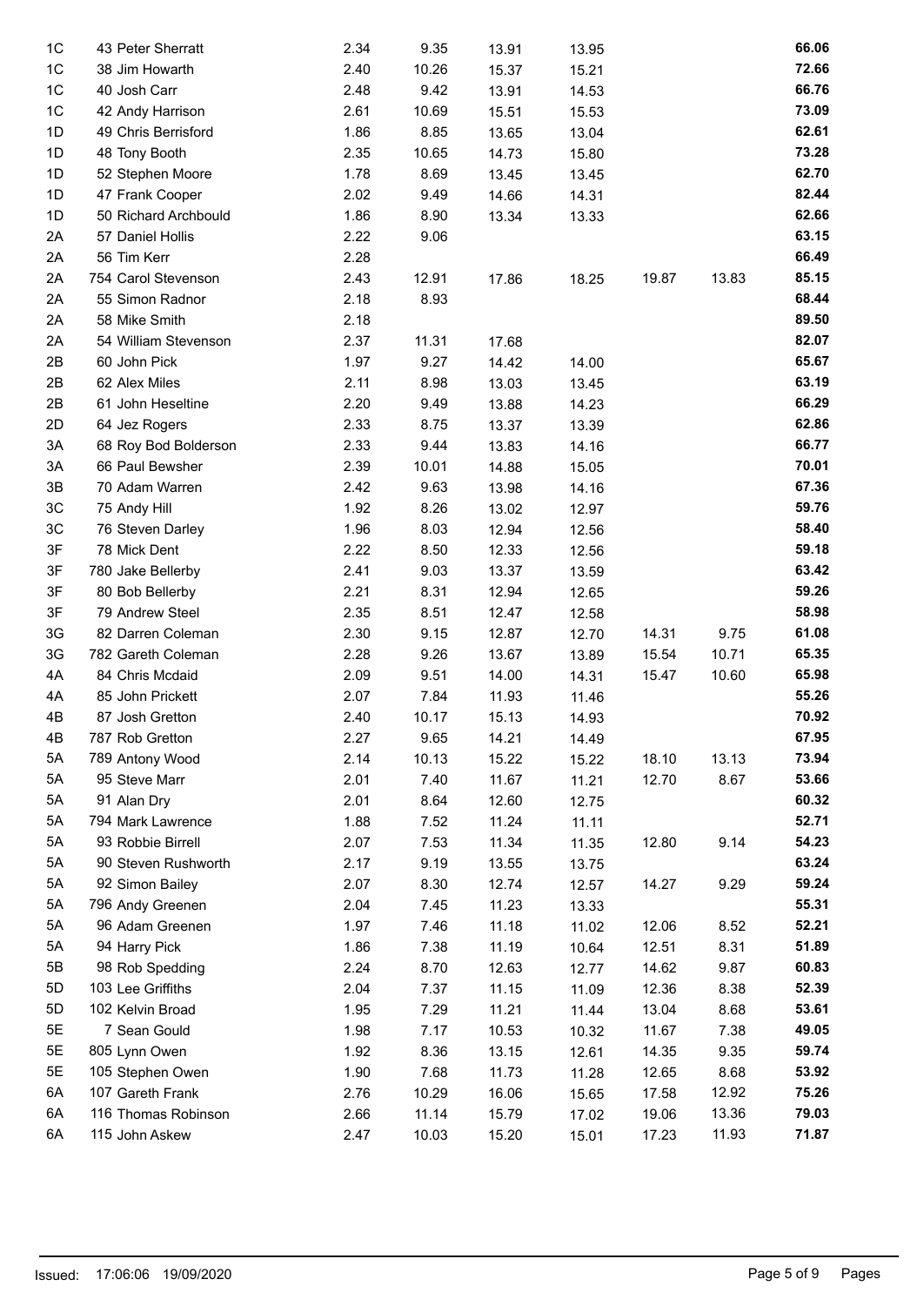| | | | | | | | | |
|---|---|---|---|---|---|---|---|---|
| 1C | 43 Peter Sherratt | 2.34 | 9.35 | 13.91 | 13.95 | | | **66.06** |
| 1C | 38 Jim Howarth | 2.40 | 10.26 | 15.37 | 15.21 | | | **72.66** |
| 1C | 40 Josh Carr | 2.48 | 9.42 | 13.91 | 14.53 | | | **66.76** |
| 1C | 42 Andy Harrison | 2.61 | 10.69 | 15.51 | 15.53 | | | **73.09** |
| 1D | 49 Chris Berrisford | 1.86 | 8.85 | 13.65 | 13.04 | | | **62.61** |
| 1D | 48 Tony Booth | 2.35 | 10.65 | 14.73 | 15.80 | | | **73.28** |
| 1D | 52 Stephen Moore | 1.78 | 8.69 | 13.45 | 13.45 | | | **62.70** |
| 1D | 47 Frank Cooper | 2.02 | 9.49 | 14.66 | 14.31 | | | **82.44** |
| 1D | 50 Richard Archbould | 1.86 | 8.90 | 13.34 | 13.33 | | | **62.66** |
| 2A | 57 Daniel Hollis | 2.22 | 9.06 | | | | | **63.15** |
| 2A | 56 Tim Kerr | 2.28 | | | | | | **66.49** |
| 2A | 754 Carol Stevenson | 2.43 | 12.91 | 17.86 | 18.25 | 19.87 | 13.83 | **85.15** |
| 2A | 55 Simon Radnor | 2.18 | 8.93 | | | | | **68.44** |
| 2A | 58 Mike Smith | 2.18 | | | | | | **89.50** |
| 2A | 54 William Stevenson | 2.37 | 11.31 | 17.68 | | | | **82.07** |
| 2B | 60 John Pick | 1.97 | 9.27 | 14.42 | 14.00 | | | **65.67** |
| 2B | 62 Alex Miles | 2.11 | 8.98 | 13.03 | 13.45 | | | **63.19** |
| 2B | 61 John Heseltine | 2.20 | 9.49 | 13.88 | 14.23 | | | **66.29** |
| 2D | 64 Jez Rogers | 2.33 | 8.75 | 13.37 | 13.39 | | | **62.86** |
| 3A | 68 Roy Bod Bolderson | 2.33 | 9.44 | 13.83 | 14.16 | | | **66.77** |
| 3A | 66 Paul Bewsher | 2.39 | 10.01 | 14.88 | 15.05 | | | **70.01** |
| 3B | 70 Adam Warren | 2.42 | 9.63 | 13.98 | 14.16 | | | **67.36** |
| 3C | 75 Andy Hill | 1.92 | 8.26 | 13.02 | 12.97 | | | **59.76** |
| 3C | 76 Steven Darley | 1.96 | 8.03 | 12.94 | 12.56 | | | **58.40** |
| 3F | 78 Mick Dent | 2.22 | 8.50 | 12.33 | 12.56 | | | **59.18** |
| 3F | 780 Jake Bellerby | 2.41 | 9.03 | 13.37 | 13.59 | | | **63.42** |
| 3F | 80 Bob Bellerby | 2.21 | 8.31 | 12.94 | 12.65 | | | **59.26** |
| 3F | 79 Andrew Steel | 2.35 | 8.51 | 12.47 | 12.58 | | | **58.98** |
| 3G | 82 Darren Coleman | 2.30 | 9.15 | 12.87 | 12.70 | 14.31 | 9.75 | **61.08** |
| 3G | 782 Gareth Coleman | 2.28 | 9.26 | 13.67 | 13.89 | 15.54 | 10.71 | **65.35** |
| 4A | 84 Chris Mcdaid | 2.09 | 9.51 | 14.00 | 14.31 | 15.47 | 10.60 | **65.98** |
| 4A | 85 John Prickett | 2.07 | 7.84 | 11.93 | 11.46 | | | **55.26** |
| 4B | 87 Josh Gretton | 2.40 | 10.17 | 15.13 | 14.93 | | | **70.92** |
| 4B | 787 Rob Gretton | 2.27 | 9.65 | 14.21 | 14.49 | | | **67.95** |
| 5A | 789 Antony Wood | 2.14 | 10.13 | 15.22 | 15.22 | 18.10 | 13.13 | **73.94** |
| 5A | 95 Steve Marr | 2.01 | 7.40 | 11.67 | 11.21 | 12.70 | 8.67 | **53.66** |
| 5A | 91 Alan Dry | 2.01 | 8.64 | 12.60 | 12.75 | | | **60.32** |
| 5A | 794 Mark Lawrence | 1.88 | 7.52 | 11.24 | 11.11 | | | **52.71** |
| 5A | 93 Robbie Birrell | 2.07 | 7.53 | 11.34 | 11.35 | 12.80 | 9.14 | **54.23** |
| 5A | 90 Steven Rushworth | 2.17 | 9.19 | 13.55 | 13.75 | | | **63.24** |
| 5A | 92 Simon Bailey | 2.07 | 8.30 | 12.74 | 12.57 | 14.27 | 9.29 | **59.24** |
| 5A | 796 Andy Greenen | 2.04 | 7.45 | 11.23 | 13.33 | | | **55.31** |
| 5A | 96 Adam Greenen | 1.97 | 7.46 | 11.18 | 11.02 | 12.06 | 8.52 | **52.21** |
| 5A | 94 Harry Pick | 1.86 | 7.38 | 11.19 | 10.64 | 12.51 | 8.31 | **51.89** |
| 5B | 98 Rob Spedding | 2.24 | 8.70 | 12.63 | 12.77 | 14.62 | 9.87 | **60.83** |
| 5D | 103 Lee Griffiths | 2.04 | 7.37 | 11.15 | 11.09 | 12.36 | 8.38 | **52.39** |
| 5D | 102 Kelvin Broad | 1.95 | 7.29 | 11.21 | 11.44 | 13.04 | 8.68 | **53.61** |
| 5E | 7 Sean Gould | 1.98 | 7.17 | 10.53 | 10.32 | 11.67 | 7.38 | **49.05** |
| 5E | 805 Lynn Owen | 1.92 | 8.36 | 13.15 | 12.61 | 14.35 | 9.35 | **59.74** |
| 5E | 105 Stephen Owen | 1.90 | 7.68 | 11.73 | 11.28 | 12.65 | 8.68 | **53.92** |
| 6A | 107 Gareth Frank | 2.76 | 10.29 | 16.06 | 15.65 | 17.58 | 12.92 | **75.26** |
| 6A | 116 Thomas Robinson | 2.66 | 11.14 | 15.79 | 17.02 | 19.06 | 13.36 | **79.03** |
| 6A | 115 John Askew | 2.47 | 10.03 | 15.20 | 15.01 | 17.23 | 11.93 | **71.87** |

Issued: 17:06:06 19/09/2020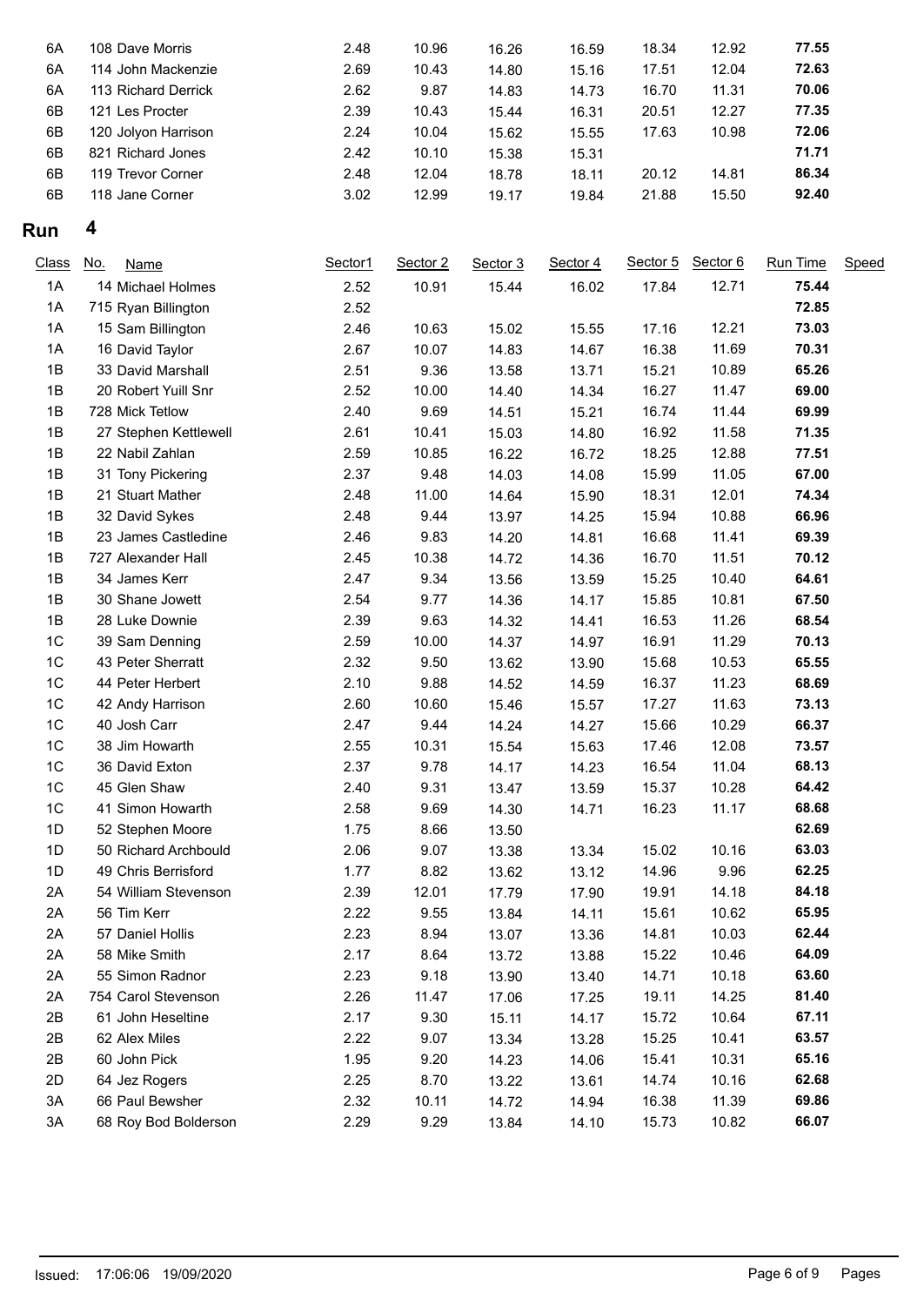| | | | | | | | | |
|---|---|---|---|---|---|---|---|---|
| 6A | 108 Dave Morris | 2.48 | 10.96 | 16.26 | 16.59 | 18.34 | 12.92 | **77.55** |
| 6A | 114 John Mackenzie | 2.69 | 10.43 | 14.80 | 15.16 | 17.51 | 12.04 | **72.63** |
| 6A | 113 Richard Derrick | 2.62 | 9.87 | 14.83 | 14.73 | 16.70 | 11.31 | **70.06** |
| 6B | 121 Les Procter | 2.39 | 10.43 | 15.44 | 16.31 | 20.51 | 12.27 | **77.35** |
| 6B | 120 Jolyon Harrison | 2.24 | 10.04 | 15.62 | 15.55 | 17.63 | 10.98 | **72.06** |
| 6B | 821 Richard Jones | 2.42 | 10.10 | 15.38 | 15.31 | | | **71.71** |
| 6B | 119 Trevor Corner | 2.48 | 12.04 | 18.78 | 18.11 | 20.12 | 14.81 | **86.34** |
| 6B | 118 Jane Corner | 3.02 | 12.99 | 19.17 | 19.84 | 21.88 | 15.50 | **92.40** |

## Run 4

| Class | No. Name | Sector1 | Sector 2 | Sector 3 | Sector 4 | Sector 5 | Sector 6 | Run Time | Speed |
|---|---|---|---|---|---|---|---|---|---|
| 1A | 14 Michael Holmes | 2.52 | 10.91 | 15.44 | 16.02 | 17.84 | 12.71 | **75.44** | |
| 1A | 715 Ryan Billington | 2.52 | | | | | | **72.85** | |
| 1A | 15 Sam Billington | 2.46 | 10.63 | 15.02 | 15.55 | 17.16 | 12.21 | **73.03** | |
| 1A | 16 David Taylor | 2.67 | 10.07 | 14.83 | 14.67 | 16.38 | 11.69 | **70.31** | |
| 1B | 33 David Marshall | 2.51 | 9.36 | 13.58 | 13.71 | 15.21 | 10.89 | **65.26** | |
| 1B | 20 Robert Yuill Snr | 2.52 | 10.00 | 14.40 | 14.34 | 16.27 | 11.47 | **69.00** | |
| 1B | 728 Mick Tetlow | 2.40 | 9.69 | 14.51 | 15.21 | 16.74 | 11.44 | **69.99** | |
| 1B | 27 Stephen Kettlewell | 2.61 | 10.41 | 15.03 | 14.80 | 16.92 | 11.58 | **71.35** | |
| 1B | 22 Nabil Zahlan | 2.59 | 10.85 | 16.22 | 16.72 | 18.25 | 12.88 | **77.51** | |
| 1B | 31 Tony Pickering | 2.37 | 9.48 | 14.03 | 14.08 | 15.99 | 11.05 | **67.00** | |
| 1B | 21 Stuart Mather | 2.48 | 11.00 | 14.64 | 15.90 | 18.31 | 12.01 | **74.34** | |
| 1B | 32 David Sykes | 2.48 | 9.44 | 13.97 | 14.25 | 15.94 | 10.88 | **66.96** | |
| 1B | 23 James Castledine | 2.46 | 9.83 | 14.20 | 14.81 | 16.68 | 11.41 | **69.39** | |
| 1B | 727 Alexander Hall | 2.45 | 10.38 | 14.72 | 14.36 | 16.70 | 11.51 | **70.12** | |
| 1B | 34 James Kerr | 2.47 | 9.34 | 13.56 | 13.59 | 15.25 | 10.40 | **64.61** | |
| 1B | 30 Shane Jowett | 2.54 | 9.77 | 14.36 | 14.17 | 15.85 | 10.81 | **67.50** | |
| 1B | 28 Luke Downie | 2.39 | 9.63 | 14.32 | 14.41 | 16.53 | 11.26 | **68.54** | |
| 1C | 39 Sam Denning | 2.59 | 10.00 | 14.37 | 14.97 | 16.91 | 11.29 | **70.13** | |
| 1C | 43 Peter Sherratt | 2.32 | 9.50 | 13.62 | 13.90 | 15.68 | 10.53 | **65.55** | |
| 1C | 44 Peter Herbert | 2.10 | 9.88 | 14.52 | 14.59 | 16.37 | 11.23 | **68.69** | |
| 1C | 42 Andy Harrison | 2.60 | 10.60 | 15.46 | 15.57 | 17.27 | 11.63 | **73.13** | |
| 1C | 40 Josh Carr | 2.47 | 9.44 | 14.24 | 14.27 | 15.66 | 10.29 | **66.37** | |
| 1C | 38 Jim Howarth | 2.55 | 10.31 | 15.54 | 15.63 | 17.46 | 12.08 | **73.57** | |
| 1C | 36 David Exton | 2.37 | 9.78 | 14.17 | 14.23 | 16.54 | 11.04 | **68.13** | |
| 1C | 45 Glen Shaw | 2.40 | 9.31 | 13.47 | 13.59 | 15.37 | 10.28 | **64.42** | |
| 1C | 41 Simon Howarth | 2.58 | 9.69 | 14.30 | 14.71 | 16.23 | 11.17 | **68.68** | |
| 1D | 52 Stephen Moore | 1.75 | 8.66 | 13.50 | | | | **62.69** | |
| 1D | 50 Richard Archbould | 2.06 | 9.07 | 13.38 | 13.34 | 15.02 | 10.16 | **63.03** | |
| 1D | 49 Chris Berrisford | 1.77 | 8.82 | 13.62 | 13.12 | 14.96 | 9.96 | **62.25** | |
| 2A | 54 William Stevenson | 2.39 | 12.01 | 17.79 | 17.90 | 19.91 | 14.18 | **84.18** | |
| 2A | 56 Tim Kerr | 2.22 | 9.55 | 13.84 | 14.11 | 15.61 | 10.62 | **65.95** | |
| 2A | 57 Daniel Hollis | 2.23 | 8.94 | 13.07 | 13.36 | 14.81 | 10.03 | **62.44** | |
| 2A | 58 Mike Smith | 2.17 | 8.64 | 13.72 | 13.88 | 15.22 | 10.46 | **64.09** | |
| 2A | 55 Simon Radnor | 2.23 | 9.18 | 13.90 | 13.40 | 14.71 | 10.18 | **63.60** | |
| 2A | 754 Carol Stevenson | 2.26 | 11.47 | 17.06 | 17.25 | 19.11 | 14.25 | **81.40** | |
| 2B | 61 John Heseltine | 2.17 | 9.30 | 15.11 | 14.17 | 15.72 | 10.64 | **67.11** | |
| 2B | 62 Alex Miles | 2.22 | 9.07 | 13.34 | 13.28 | 15.25 | 10.41 | **63.57** | |
| 2B | 60 John Pick | 1.95 | 9.20 | 14.23 | 14.06 | 15.41 | 10.31 | **65.16** | |
| 2D | 64 Jez Rogers | 2.25 | 8.70 | 13.22 | 13.61 | 14.74 | 10.16 | **62.68** | |
| 3A | 66 Paul Bewsher | 2.32 | 10.11 | 14.72 | 14.94 | 16.38 | 11.39 | **69.86** | |
| 3A | 68 Roy Bod Bolderson | 2.29 | 9.29 | 13.84 | 14.10 | 15.73 | 10.82 | **66.07** | |

Issued: 17:06:06 19/09/2020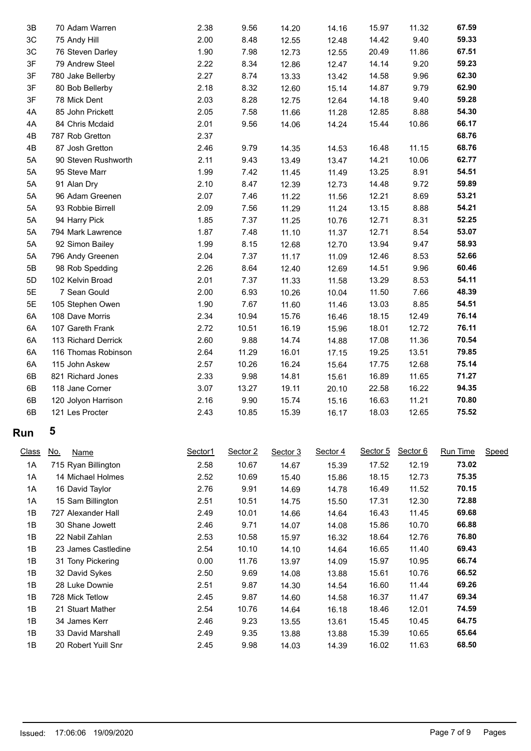| Class | No. | Name | Sector1 | Sector 2 | Sector 3 | Sector 4 | Sector 5 | Sector 6 | Run Time | Speed |
|---|---|---|---|---|---|---|---|---|---|---|
| 3B | 70 | Adam Warren | 2.38 | 9.56 | 14.20 | 14.16 | 15.97 | 11.32 | **67.59** | |
| 3C | 75 | Andy Hill | 2.00 | 8.48 | 12.55 | 12.48 | 14.42 | 9.40 | **59.33** | |
| 3C | 76 | Steven Darley | 1.90 | 7.98 | 12.73 | 12.55 | 20.49 | 11.86 | **67.51** | |
| 3F | 79 | Andrew Steel | 2.22 | 8.34 | 12.86 | 12.47 | 14.14 | 9.20 | **59.23** | |
| 3F | 780 | Jake Bellerby | 2.27 | 8.74 | 13.33 | 13.42 | 14.58 | 9.96 | **62.30** | |
| 3F | 80 | Bob Bellerby | 2.18 | 8.32 | 12.60 | 15.14 | 14.87 | 9.79 | **62.90** | |
| 3F | 78 | Mick Dent | 2.03 | 8.28 | 12.75 | 12.64 | 14.18 | 9.40 | **59.28** | |
| 4A | 85 | John Prickett | 2.05 | 7.58 | 11.66 | 11.28 | 12.85 | 8.88 | **54.30** | |
| 4A | 84 | Chris Mcdaid | 2.01 | 9.56 | 14.06 | 14.24 | 15.44 | 10.86 | **66.17** | |
| 4B | 787 | Rob Gretton | 2.37 | | | | | | **68.76** | |
| 4B | 87 | Josh Gretton | 2.46 | 9.79 | 14.35 | 14.53 | 16.48 | 11.15 | **68.76** | |
| 5A | 90 | Steven Rushworth | 2.11 | 9.43 | 13.49 | 13.47 | 14.21 | 10.06 | **62.77** | |
| 5A | 95 | Steve Marr | 1.99 | 7.42 | 11.45 | 11.49 | 13.25 | 8.91 | **54.51** | |
| 5A | 91 | Alan Dry | 2.10 | 8.47 | 12.39 | 12.73 | 14.48 | 9.72 | **59.89** | |
| 5A | 96 | Adam Greenen | 2.07 | 7.46 | 11.22 | 11.56 | 12.21 | 8.69 | **53.21** | |
| 5A | 93 | Robbie Birrell | 2.09 | 7.56 | 11.29 | 11.24 | 13.15 | 8.88 | **54.21** | |
| 5A | 94 | Harry Pick | 1.85 | 7.37 | 11.25 | 10.76 | 12.71 | 8.31 | **52.25** | |
| 5A | 794 | Mark Lawrence | 1.87 | 7.48 | 11.10 | 11.37 | 12.71 | 8.54 | **53.07** | |
| 5A | 92 | Simon Bailey | 1.99 | 8.15 | 12.68 | 12.70 | 13.94 | 9.47 | **58.93** | |
| 5A | 796 | Andy Greenen | 2.04 | 7.37 | 11.17 | 11.09 | 12.46 | 8.53 | **52.66** | |
| 5B | 98 | Rob Spedding | 2.26 | 8.64 | 12.40 | 12.69 | 14.51 | 9.96 | **60.46** | |
| 5D | 102 | Kelvin Broad | 2.01 | 7.37 | 11.33 | 11.58 | 13.29 | 8.53 | **54.11** | |
| 5E | 7 | Sean Gould | 2.00 | 6.93 | 10.26 | 10.04 | 11.50 | 7.66 | **48.39** | |
| 5E | 105 | Stephen Owen | 1.90 | 7.67 | 11.60 | 11.46 | 13.03 | 8.85 | **54.51** | |
| 6A | 108 | Dave Morris | 2.34 | 10.94 | 15.76 | 16.46 | 18.15 | 12.49 | **76.14** | |
| 6A | 107 | Gareth Frank | 2.72 | 10.51 | 16.19 | 15.96 | 18.01 | 12.72 | **76.11** | |
| 6A | 113 | Richard Derrick | 2.60 | 9.88 | 14.74 | 14.88 | 17.08 | 11.36 | **70.54** | |
| 6A | 116 | Thomas Robinson | 2.64 | 11.29 | 16.01 | 17.15 | 19.25 | 13.51 | **79.85** | |
| 6A | 115 | John Askew | 2.57 | 10.26 | 16.24 | 15.64 | 17.75 | 12.68 | **75.14** | |
| 6B | 821 | Richard Jones | 2.33 | 9.98 | 14.81 | 15.61 | 16.89 | 11.65 | **71.27** | |
| 6B | 118 | Jane Corner | 3.07 | 13.27 | 19.11 | 20.10 | 22.58 | 16.22 | **94.35** | |
| 6B | 120 | Jolyon Harrison | 2.16 | 9.90 | 15.74 | 15.16 | 16.63 | 11.21 | **70.80** | |
| 6B | 121 | Les Procter | 2.43 | 10.85 | 15.39 | 16.17 | 18.03 | 12.65 | **75.52** | |

## Run 5

| Class | No. | Name | Sector1 | Sector 2 | Sector 3 | Sector 4 | Sector 5 | Sector 6 | Run Time | Speed |
|---|---|---|---|---|---|---|---|---|---|---|
| 1A | 715 | Ryan Billington | 2.58 | 10.67 | 14.67 | 15.39 | 17.52 | 12.19 | **73.02** | |
| 1A | 14 | Michael Holmes | 2.52 | 10.69 | 15.40 | 15.86 | 18.15 | 12.73 | **75.35** | |
| 1A | 16 | David Taylor | 2.76 | 9.91 | 14.69 | 14.78 | 16.49 | 11.52 | **70.15** | |
| 1A | 15 | Sam Billington | 2.51 | 10.51 | 14.75 | 15.50 | 17.31 | 12.30 | **72.88** | |
| 1B | 727 | Alexander Hall | 2.49 | 10.01 | 14.66 | 14.64 | 16.43 | 11.45 | **69.68** | |
| 1B | 30 | Shane Jowett | 2.46 | 9.71 | 14.07 | 14.08 | 15.86 | 10.70 | **66.88** | |
| 1B | 22 | Nabil Zahlan | 2.53 | 10.58 | 15.97 | 16.32 | 18.64 | 12.76 | **76.80** | |
| 1B | 23 | James Castledine | 2.54 | 10.10 | 14.10 | 14.64 | 16.65 | 11.40 | **69.43** | |
| 1B | 31 | Tony Pickering | 0.00 | 11.76 | 13.97 | 14.09 | 15.97 | 10.95 | **66.74** | |
| 1B | 32 | David Sykes | 2.50 | 9.69 | 14.08 | 13.88 | 15.61 | 10.76 | **66.52** | |
| 1B | 28 | Luke Downie | 2.51 | 9.87 | 14.30 | 14.54 | 16.60 | 11.44 | **69.26** | |
| 1B | 728 | Mick Tetlow | 2.45 | 9.87 | 14.60 | 14.58 | 16.37 | 11.47 | **69.34** | |
| 1B | 21 | Stuart Mather | 2.54 | 10.76 | 14.64 | 16.18 | 18.46 | 12.01 | **74.59** | |
| 1B | 34 | James Kerr | 2.46 | 9.23 | 13.55 | 13.61 | 15.45 | 10.45 | **64.75** | |
| 1B | 33 | David Marshall | 2.49 | 9.35 | 13.88 | 13.88 | 15.39 | 10.65 | **65.64** | |
| 1B | 20 | Robert Yuill Snr | 2.45 | 9.98 | 14.03 | 14.39 | 16.02 | 11.63 | **68.50** | |

Issued: 17:06:06 19/09/2020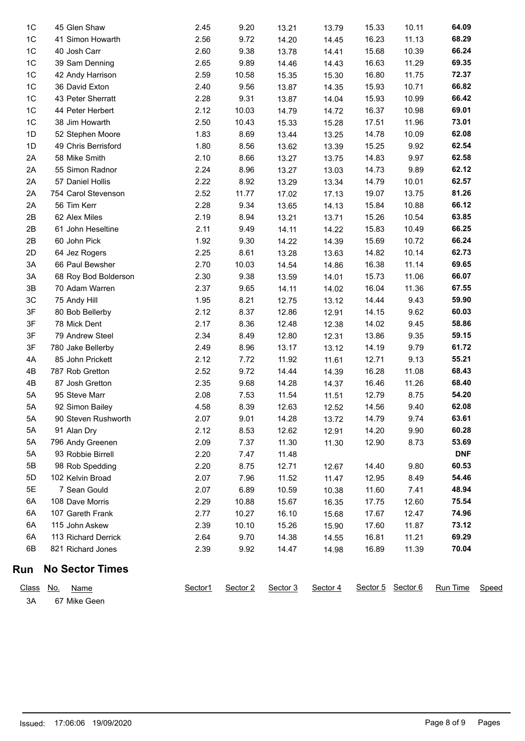| | | | | | | | | | | |
|---|---|---|---|---|---|---|---|---|---|---|
| 1C | 45 | Glen Shaw | 2.45 | 9.20 | 13.21 | 13.79 | 15.33 | 10.11 | **64.09** | |
| 1C | 41 | Simon Howarth | 2.56 | 9.72 | 14.20 | 14.45 | 16.23 | 11.13 | **68.29** | |
| 1C | 40 | Josh Carr | 2.60 | 9.38 | 13.78 | 14.41 | 15.68 | 10.39 | **66.24** | |
| 1C | 39 | Sam Denning | 2.65 | 9.89 | 14.46 | 14.43 | 16.63 | 11.29 | **69.35** | |
| 1C | 42 | Andy Harrison | 2.59 | 10.58 | 15.35 | 15.30 | 16.80 | 11.75 | **72.37** | |
| 1C | 36 | David Exton | 2.40 | 9.56 | 13.87 | 14.35 | 15.93 | 10.71 | **66.82** | |
| 1C | 43 | Peter Sherratt | 2.28 | 9.31 | 13.87 | 14.04 | 15.93 | 10.99 | **66.42** | |
| 1C | 44 | Peter Herbert | 2.12 | 10.03 | 14.79 | 14.72 | 16.37 | 10.98 | **69.01** | |
| 1C | 38 | Jim Howarth | 2.50 | 10.43 | 15.33 | 15.28 | 17.51 | 11.96 | **73.01** | |
| 1D | 52 | Stephen Moore | 1.83 | 8.69 | 13.44 | 13.25 | 14.78 | 10.09 | **62.08** | |
| 1D | 49 | Chris Berrisford | 1.80 | 8.56 | 13.62 | 13.39 | 15.25 | 9.92 | **62.54** | |
| 2A | 58 | Mike Smith | 2.10 | 8.66 | 13.27 | 13.75 | 14.83 | 9.97 | **62.58** | |
| 2A | 55 | Simon Radnor | 2.24 | 8.96 | 13.27 | 13.03 | 14.73 | 9.89 | **62.12** | |
| 2A | 57 | Daniel Hollis | 2.22 | 8.92 | 13.29 | 13.34 | 14.79 | 10.01 | **62.57** | |
| 2A | 754 | Carol Stevenson | 2.52 | 11.77 | 17.02 | 17.13 | 19.07 | 13.75 | **81.26** | |
| 2A | 56 | Tim Kerr | 2.28 | 9.34 | 13.65 | 14.13 | 15.84 | 10.88 | **66.12** | |
| 2B | 62 | Alex Miles | 2.19 | 8.94 | 13.21 | 13.71 | 15.26 | 10.54 | **63.85** | |
| 2B | 61 | John Heseltine | 2.11 | 9.49 | 14.11 | 14.22 | 15.83 | 10.49 | **66.25** | |
| 2B | 60 | John Pick | 1.92 | 9.30 | 14.22 | 14.39 | 15.69 | 10.72 | **66.24** | |
| 2D | 64 | Jez Rogers | 2.25 | 8.61 | 13.28 | 13.63 | 14.82 | 10.14 | **62.73** | |
| 3A | 66 | Paul Bewsher | 2.70 | 10.03 | 14.54 | 14.86 | 16.38 | 11.14 | **69.65** | |
| 3A | 68 | Roy Bod Bolderson | 2.30 | 9.38 | 13.59 | 14.01 | 15.73 | 11.06 | **66.07** | |
| 3B | 70 | Adam Warren | 2.37 | 9.65 | 14.11 | 14.02 | 16.04 | 11.36 | **67.55** | |
| 3C | 75 | Andy Hill | 1.95 | 8.21 | 12.75 | 13.12 | 14.44 | 9.43 | **59.90** | |
| 3F | 80 | Bob Bellerby | 2.12 | 8.37 | 12.86 | 12.91 | 14.15 | 9.62 | **60.03** | |
| 3F | 78 | Mick Dent | 2.17 | 8.36 | 12.48 | 12.38 | 14.02 | 9.45 | **58.86** | |
| 3F | 79 | Andrew Steel | 2.34 | 8.49 | 12.80 | 12.31 | 13.86 | 9.35 | **59.15** | |
| 3F | 780 | Jake Bellerby | 2.49 | 8.96 | 13.17 | 13.12 | 14.19 | 9.79 | **61.72** | |
| 4A | 85 | John Prickett | 2.12 | 7.72 | 11.92 | 11.61 | 12.71 | 9.13 | **55.21** | |
| 4B | 787 | Rob Gretton | 2.52 | 9.72 | 14.44 | 14.39 | 16.28 | 11.08 | **68.43** | |
| 4B | 87 | Josh Gretton | 2.35 | 9.68 | 14.28 | 14.37 | 16.46 | 11.26 | **68.40** | |
| 5A | 95 | Steve Marr | 2.08 | 7.53 | 11.54 | 11.51 | 12.79 | 8.75 | **54.20** | |
| 5A | 92 | Simon Bailey | 4.58 | 8.39 | 12.63 | 12.52 | 14.56 | 9.40 | **62.08** | |
| 5A | 90 | Steven Rushworth | 2.07 | 9.01 | 14.28 | 13.72 | 14.79 | 9.74 | **63.61** | |
| 5A | 91 | Alan Dry | 2.12 | 8.53 | 12.62 | 12.91 | 14.20 | 9.90 | **60.28** | |
| 5A | 796 | Andy Greenen | 2.09 | 7.37 | 11.30 | 11.30 | 12.90 | 8.73 | **53.69** | |
| 5A | 93 | Robbie Birrell | 2.20 | 7.47 | 11.48 | | | | **DNF** | |
| 5B | 98 | Rob Spedding | 2.20 | 8.75 | 12.71 | 12.67 | 14.40 | 9.80 | **60.53** | |
| 5D | 102 | Kelvin Broad | 2.07 | 7.96 | 11.52 | 11.47 | 12.95 | 8.49 | **54.46** | |
| 5E | 7 | Sean Gould | 2.07 | 6.89 | 10.59 | 10.38 | 11.60 | 7.41 | **48.94** | |
| 6A | 108 | Dave Morris | 2.29 | 10.88 | 15.67 | 16.35 | 17.75 | 12.60 | **75.54** | |
| 6A | 107 | Gareth Frank | 2.77 | 10.27 | 16.10 | 15.68 | 17.67 | 12.47 | **74.96** | |
| 6A | 115 | John Askew | 2.39 | 10.10 | 15.26 | 15.90 | 17.60 | 11.87 | **73.12** | |
| 6A | 113 | Richard Derrick | 2.64 | 9.70 | 14.38 | 14.55 | 16.81 | 11.21 | **69.29** | |
| 6B | 821 | Richard Jones | 2.39 | 9.92 | 14.47 | 14.98 | 16.89 | 11.39 | **70.04** | |

## Run No Sector Times

| Class | No. | Name | Sector1 | Sector 2 | Sector 3 | Sector 4 | Sector 5 | Sector 6 | Run Time | Speed |
|---|---|---|---|---|---|---|---|---|---|---|
| 3A | 67 | Mike Geen | | | | | | | | |

Issued: 17:06:06 19/09/2020